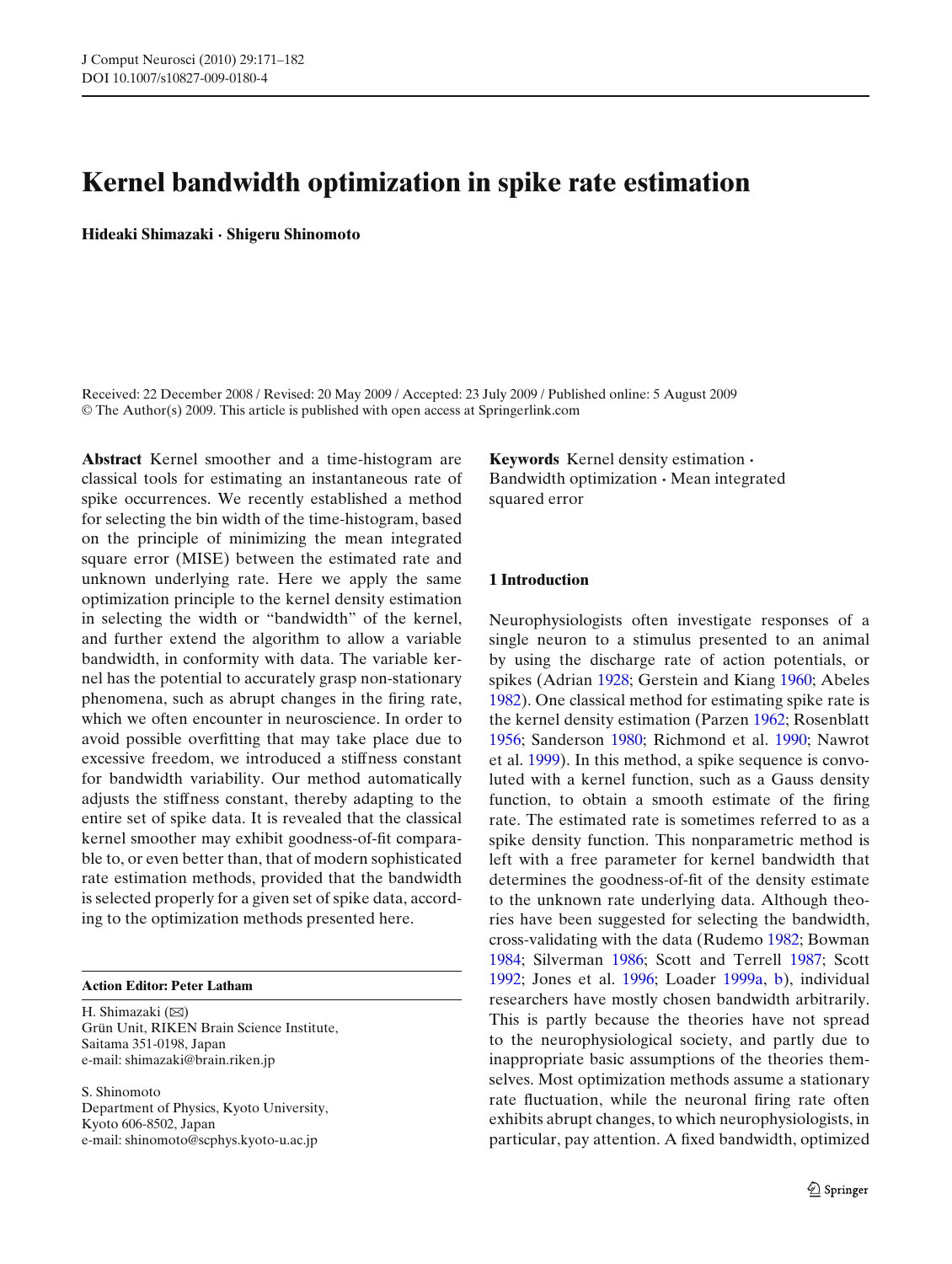# Kernel bandwidth optimization in spike rate estimation

**Hideaki Shimazaki · Shigeru Shinomoto**

Received: 22 December 2008 / Revised: 20 May 2009 / Accepted: 23 July 2009 / Published online: 5 August 2009
© The Author(s) 2009. This article is published with open access at Springerlink.com

**Abstract** Kernel smoother and a time-histogram are classical tools for estimating an instantaneous rate of spike occurrences. We recently established a method for selecting the bin width of the time-histogram, based on the principle of minimizing the mean integrated square error (MISE) between the estimated rate and unknown underlying rate. Here we apply the same optimization principle to the kernel density estimation in selecting the width or "bandwidth" of the kernel, and further extend the algorithm to allow a variable bandwidth, in conformity with data. The variable kernel has the potential to accurately grasp non-stationary phenomena, such as abrupt changes in the firing rate, which we often encounter in neuroscience. In order to avoid possible overfitting that may take place due to excessive freedom, we introduced a stiffness constant for bandwidth variability. Our method automatically adjusts the stiffness constant, thereby adapting to the entire set of spike data. It is revealed that the classical kernel smoother may exhibit goodness-of-fit comparable to, or even better than, that of modern sophisticated rate estimation methods, provided that the bandwidth is selected properly for a given set of spike data, according to the optimization methods presented here.

**Keywords** Kernel density estimation · Bandwidth optimization · Mean integrated squared error

**Action Editor: Peter Latham**

H. Shimazaki (✉)
Grün Unit, RIKEN Brain Science Institute, Saitama 351-0198, Japan
e-mail: shimazaki@brain.riken.jp

S. Shinomoto
Department of Physics, Kyoto University, Kyoto 606-8502, Japan
e-mail: shinomoto@scphys.kyoto-u.ac.jp

## 1 Introduction

Neurophysiologists often investigate responses of a single neuron to a stimulus presented to an animal by using the discharge rate of action potentials, or spikes (Adrian 1928; Gerstein and Kiang 1960; Abeles 1982). One classical method for estimating spike rate is the kernel density estimation (Parzen 1962; Rosenblatt 1956; Sanderson 1980; Richmond et al. 1990; Nawrot et al. 1999). In this method, a spike sequence is convoluted with a kernel function, such as a Gauss density function, to obtain a smooth estimate of the firing rate. The estimated rate is sometimes referred to as a spike density function. This nonparametric method is left with a free parameter for kernel bandwidth that determines the goodness-of-fit of the density estimate to the unknown rate underlying data. Although theories have been suggested for selecting the bandwidth, cross-validating with the data (Rudemo 1982; Bowman 1984; Silverman 1986; Scott and Terrell 1987; Scott 1992; Jones et al. 1996; Loader 1999a, b), individual researchers have mostly chosen bandwidth arbitrarily. This is partly because the theories have not spread to the neurophysiological society, and partly due to inappropriate basic assumptions of the theories themselves. Most optimization methods assume a stationary rate fluctuation, while the neuronal firing rate often exhibits abrupt changes, to which neurophysiologists, in particular, pay attention. A fixed bandwidth, optimized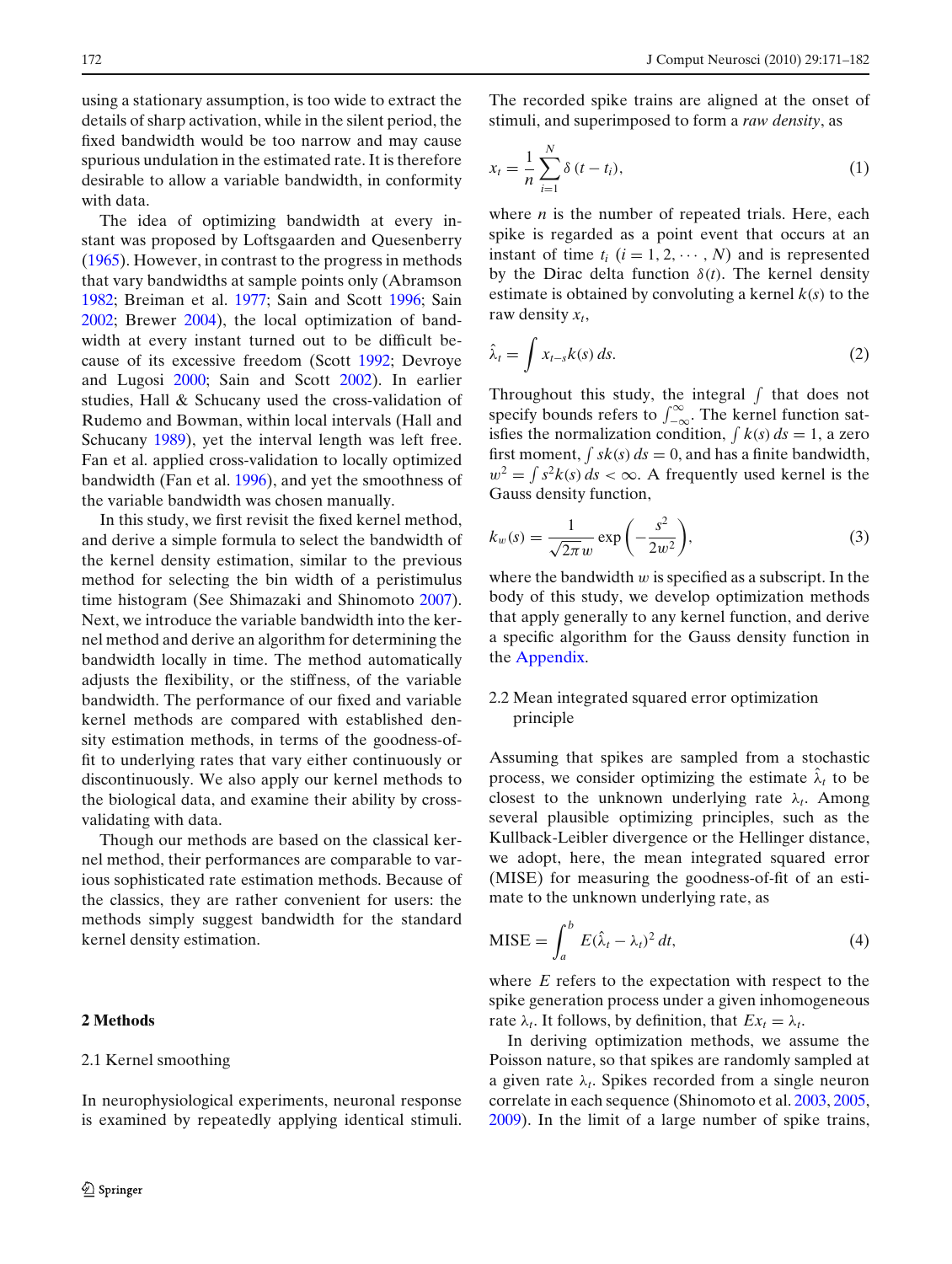using a stationary assumption, is too wide to extract the details of sharp activation, while in the silent period, the fixed bandwidth would be too narrow and may cause spurious undulation in the estimated rate. It is therefore desirable to allow a variable bandwidth, in conformity with data.

The idea of optimizing bandwidth at every instant was proposed by Loftsgaarden and Quesenberry (1965). However, in contrast to the progress in methods that vary bandwidths at sample points only (Abramson 1982; Breiman et al. 1977; Sain and Scott 1996; Sain 2002; Brewer 2004), the local optimization of bandwidth at every instant turned out to be difficult because of its excessive freedom (Scott 1992; Devroye and Lugosi 2000; Sain and Scott 2002). In earlier studies, Hall & Schucany used the cross-validation of Rudemo and Bowman, within local intervals (Hall and Schucany 1989), yet the interval length was left free. Fan et al. applied cross-validation to locally optimized bandwidth (Fan et al. 1996), and yet the smoothness of the variable bandwidth was chosen manually.

In this study, we first revisit the fixed kernel method, and derive a simple formula to select the bandwidth of the kernel density estimation, similar to the previous method for selecting the bin width of a peristimulus time histogram (See Shimazaki and Shinomoto 2007). Next, we introduce the variable bandwidth into the kernel method and derive an algorithm for determining the bandwidth locally in time. The method automatically adjusts the flexibility, or the stiffness, of the variable bandwidth. The performance of our fixed and variable kernel methods are compared with established density estimation methods, in terms of the goodness-of-fit to underlying rates that vary either continuously or discontinuously. We also apply our kernel methods to the biological data, and examine their ability by cross-validating with data.

Though our methods are based on the classical kernel method, their performances are comparable to various sophisticated rate estimation methods. Because of the classics, they are rather convenient for users: the methods simply suggest bandwidth for the standard kernel density estimation.

## 2 Methods

### 2.1 Kernel smoothing

In neurophysiological experiments, neuronal response is examined by repeatedly applying identical stimuli. The recorded spike trains are aligned at the onset of stimuli, and superimposed to form a *raw density*, as

$$x_t = \frac{1}{n} \sum_{i=1}^{N} \delta\left(t - t_i\right), \tag{1}$$

where $n$ is the number of repeated trials. Here, each spike is regarded as a point event that occurs at an instant of time $t_i$ $(i = 1, 2, \cdots, N)$ and is represented by the Dirac delta function $\delta(t)$. The kernel density estimate is obtained by convoluting a kernel $k(s)$ to the raw density $x_t$,

$$\hat{\lambda}_t = \int x_{t-s} k(s)\, ds. \tag{2}$$

Throughout this study, the integral $\int$ that does not specify bounds refers to $\int_{-\infty}^{\infty}$. The kernel function satisfies the normalization condition, $\int k(s)\, ds = 1$, a zero first moment, $\int s k(s)\, ds = 0$, and has a finite bandwidth, $w^2 = \int s^2 k(s)\, ds < \infty$. A frequently used kernel is the Gauss density function,

$$k_w(s) = \frac{1}{\sqrt{2\pi}\, w} \exp\left(-\frac{s^2}{2w^2}\right), \tag{3}$$

where the bandwidth $w$ is specified as a subscript. In the body of this study, we develop optimization methods that apply generally to any kernel function, and derive a specific algorithm for the Gauss density function in the Appendix.

### 2.2 Mean integrated squared error optimization principle

Assuming that spikes are sampled from a stochastic process, we consider optimizing the estimate $\hat{\lambda}_t$ to be closest to the unknown underlying rate $\lambda_t$. Among several plausible optimizing principles, such as the Kullback-Leibler divergence or the Hellinger distance, we adopt, here, the mean integrated squared error (MISE) for measuring the goodness-of-fit of an estimate to the unknown underlying rate, as

$$\text{MISE} = \int_a^b E\left(\hat{\lambda}_t - \lambda_t\right)^2 dt, \tag{4}$$

where $E$ refers to the expectation with respect to the spike generation process under a given inhomogeneous rate $\lambda_t$. It follows, by definition, that $Ex_t = \lambda_t$.

In deriving optimization methods, we assume the Poisson nature, so that spikes are randomly sampled at a given rate $\lambda_t$. Spikes recorded from a single neuron correlate in each sequence (Shinomoto et al. 2003, 2005, 2009). In the limit of a large number of spike trains,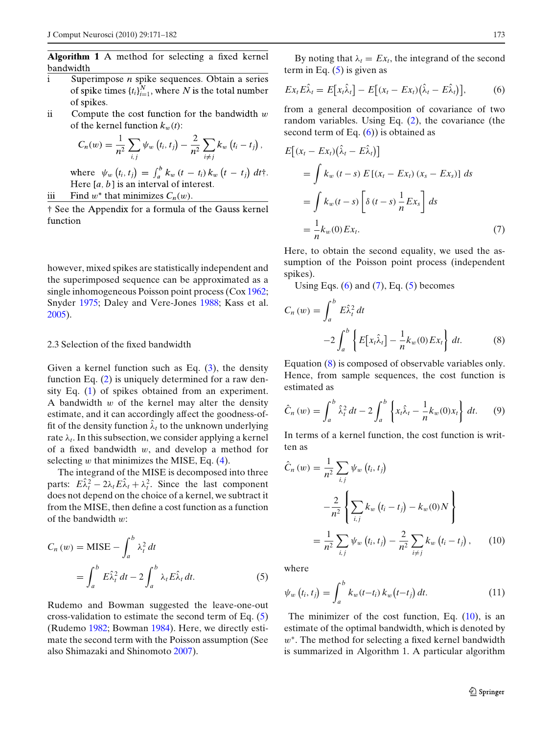**Algorithm 1** A method for selecting a fixed kernel bandwidth

- i Superimpose $n$ spike sequences. Obtain a series of spike times $\{t_i\}_{i=1}^{N}$, where $N$ is the total number of spikes.
- ii Compute the cost function for the bandwidth $w$ of the kernel function $k_w(t)$:

$$C_n(w) = \frac{1}{n^2}\sum_{i,j}\psi_w\left(t_i, t_j\right) - \frac{2}{n^2}\sum_{i \neq j} k_w\left(t_i - t_j\right),$$

where $\psi_w\left(t_i, t_j\right) = \int_a^b k_w\left(t - t_i\right) k_w\left(t - t_j\right) dt$†. Here $[a, b]$ is an interval of interest.
- iii Find $w^*$ that minimizes $C_n(w)$.

† See the Appendix for a formula of the Gauss kernel function

however, mixed spikes are statistically independent and the superimposed sequence can be approximated as a single inhomogeneous Poisson point process (Cox 1962; Snyder 1975; Daley and Vere-Jones 1988; Kass et al. 2005).

### 2.3 Selection of the fixed bandwidth

Given a kernel function such as Eq. (3), the density function Eq. (2) is uniquely determined for a raw density Eq. (1) of spikes obtained from an experiment. A bandwidth $w$ of the kernel may alter the density estimate, and it can accordingly affect the goodness-of-fit of the density function $\hat{\lambda}_t$ to the unknown underlying rate $\lambda_t$. In this subsection, we consider applying a kernel of a fixed bandwidth $w$, and develop a method for selecting $w$ that minimizes the MISE, Eq. (4).

The integrand of the MISE is decomposed into three parts: $E\hat{\lambda}_t^2 - 2\lambda_t E\hat{\lambda}_t + \lambda_t^2$. Since the last component does not depend on the choice of a kernel, we subtract it from the MISE, then define a cost function as a function of the bandwidth $w$:

$$\begin{aligned} C_n(w) &= \text{MISE} - \int_a^b \lambda_t^2\, dt \\ &= \int_a^b E\hat{\lambda}_t^2\, dt - 2\int_a^b \lambda_t E\hat{\lambda}_t\, dt. \end{aligned} \tag{5}$$

Rudemo and Bowman suggested the leave-one-out cross-validation to estimate the second term of Eq. (5) (Rudemo 1982; Bowman 1984). Here, we directly estimate the second term with the Poisson assumption (See also Shimazaki and Shinomoto 2007).

By noting that $\lambda_t = Ex_t$, the integrand of the second term in Eq. (5) is given as

$$Ex_t E\hat{\lambda}_t = E\left[x_t\hat{\lambda}_t\right] - E\left[(x_t - Ex_t)\left(\hat{\lambda}_t - E\hat{\lambda}_t\right)\right], \tag{6}$$

from a general decomposition of covariance of two random variables. Using Eq. (2), the covariance (the second term of Eq. (6)) is obtained as

$$\begin{aligned} E&\left[(x_t - Ex_t)\left(\hat{\lambda}_t - E\hat{\lambda}_t\right)\right] \\ &= \int k_w(t-s)\, E\left[(x_t - Ex_t)(x_s - Ex_s)\right] ds \\ &= \int k_w(t-s)\left[\delta(t-s)\frac{1}{n}Ex_s\right] ds \\ &= \frac{1}{n}k_w(0)Ex_t. \end{aligned} \tag{7}$$

Here, to obtain the second equality, we used the assumption of the Poisson point process (independent spikes).

Using Eqs. (6) and (7), Eq. (5) becomes

$$\begin{aligned} C_n(w) &= \int_a^b E\hat{\lambda}_t^2\, dt \\ &\quad - 2\int_a^b \left\{E\left[x_t\hat{\lambda}_t\right] - \frac{1}{n}k_w(0)Ex_t\right\} dt. \end{aligned} \tag{8}$$

Equation (8) is composed of observable variables only. Hence, from sample sequences, the cost function is estimated as

$$\hat{C}_n(w) = \int_a^b \hat{\lambda}_t^2\, dt - 2\int_a^b \left\{x_t\hat{\lambda}_t - \frac{1}{n}k_w(0)x_t\right\} dt. \tag{9}$$

In terms of a kernel function, the cost function is written as

$$\begin{aligned} \hat{C}_n(w) &= \frac{1}{n^2}\sum_{i,j}\psi_w\left(t_i, t_j\right) \\ &\quad - \frac{2}{n^2}\left\{\sum_{i,j}k_w\left(t_i - t_j\right) - k_w(0)N\right\} \\ &= \frac{1}{n^2}\sum_{i,j}\psi_w\left(t_i, t_j\right) - \frac{2}{n^2}\sum_{i \neq j}k_w\left(t_i - t_j\right), \end{aligned} \tag{10}$$

where

$$\psi_w\left(t_i, t_j\right) = \int_a^b k_w(t - t_i)\, k_w\left(t - t_j\right) dt. \tag{11}$$

The minimizer of the cost function, Eq. (10), is an estimate of the optimal bandwidth, which is denoted by $w^*$. The method for selecting a fixed kernel bandwidth is summarized in Algorithm 1. A particular algorithm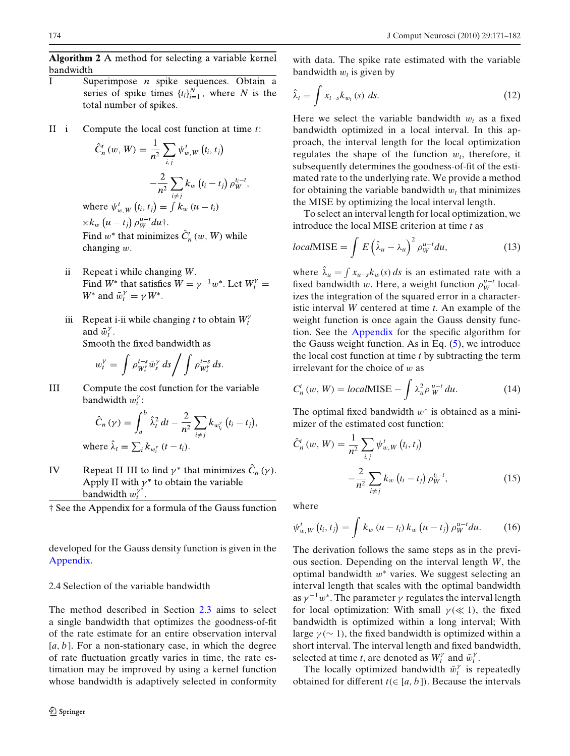**Algorithm 2** A method for selecting a variable kernel bandwidth

I. Superimpose $n$ spike sequences. Obtain a series of spike times $\{t_i\}_{i=1}^N$, where $N$ is the total number of spikes.

II. i. Compute the local cost function at time $t$:

$$\hat{C}_n^t(w, W) = \frac{1}{n^2}\sum_{i,j}\psi_{w,W}^t(t_i, t_j) - \frac{2}{n^2}\sum_{i \neq j} k_w(t_i - t_j)\,\rho_W^{t_i - t},$$

where $\psi_{w,W}^t(t_i, t_j) = \int k_w(u - t_i) \times k_w(u - t_j)\,\rho_W^{u-t}du$†.
Find $w^*$ that minimizes $\hat{C}_n^t(w, W)$ while changing $w$.

ii. Repeat i while changing $W$.
Find $W^*$ that satisfies $W = \gamma^{-1}w^*$. Let $W_t^\gamma = W^*$ and $\bar{w}_t^\gamma = \gamma W^*$.

iii. Repeat i-ii while changing $t$ to obtain $W_t^\gamma$ and $\bar{w}_t^\gamma$.
Smooth the fixed bandwidth as

$$w_t^\gamma = \int \rho_{W_s^\gamma}^{t-s}\bar{w}_s^\gamma\, ds \Big/ \int \rho_{W_s^\gamma}^{t-s}\, ds.$$

III. Compute the cost function for the variable bandwidth $w_t^\gamma$:

$$\hat{C}_n(\gamma) = \int_a^b \hat{\lambda}_t^2\, dt - \frac{2}{n^2}\sum_{i \neq j} k_{w_{t_i}^\gamma}(t_i - t_j),$$

where $\hat{\lambda}_t = \sum_i k_{w_t^\gamma}(t - t_i)$.

IV. Repeat II-III to find $\gamma^*$ that minimizes $\hat{C}_n(\gamma)$. Apply II with $\gamma^*$ to obtain the variable bandwidth $w_t^{\gamma^*}$.

† See the Appendix for a formula of the Gauss function

developed for the Gauss density function is given in the Appendix.

### 2.4 Selection of the variable bandwidth

The method described in Section 2.3 aims to select a single bandwidth that optimizes the goodness-of-fit of the rate estimate for an entire observation interval $[a, b]$. For a non-stationary case, in which the degree of rate fluctuation greatly varies in time, the rate estimation may be improved by using a kernel function whose bandwidth is adaptively selected in conformity with data. The spike rate estimated with the variable bandwidth $w_t$ is given by

$$\hat{\lambda}_t = \int x_{t-s}k_{w_t}(s)\, ds. \tag{12}$$

Here we select the variable bandwidth $w_t$ as a fixed bandwidth optimized in a local interval. In this approach, the interval length for the local optimization regulates the shape of the function $w_t$, therefore, it subsequently determines the goodness-of-fit of the estimated rate to the underlying rate. We provide a method for obtaining the variable bandwidth $w_t$ that minimizes the MISE by optimizing the local interval length.

To select an interval length for local optimization, we introduce the local MISE criterion at time $t$ as

$$local\text{MISE} = \int E\left(\hat{\lambda}_u - \lambda_u\right)^2 \rho_W^{u-t}du, \tag{13}$$

where $\hat{\lambda}_u = \int x_{u-s}k_w(s)\, ds$ is an estimated rate with a fixed bandwidth $w$. Here, a weight function $\rho_W^{u-t}$ localizes the integration of the squared error in a characteristic interval $W$ centered at time $t$. An example of the weight function is once again the Gauss density function. See the Appendix for the specific algorithm for the Gauss weight function. As in Eq. (5), we introduce the local cost function at time $t$ by subtracting the term irrelevant for the choice of $w$ as

$$C_n^t(w, W) = local\text{MISE} - \int \lambda_u^2 \rho_W^{u-t}\, du. \tag{14}$$

The optimal fixed bandwidth $w^*$ is obtained as a minimizer of the estimated cost function:

$$\hat{C}_n^t(w, W) = \frac{1}{n^2}\sum_{i,j}\psi_{w,W}^t(t_i, t_j) - \frac{2}{n^2}\sum_{i \neq j} k_w(t_i - t_j)\,\rho_W^{t_i - t}, \tag{15}$$

where

$$\psi_{w,W}^t(t_i, t_j) = \int k_w(u - t_i)\, k_w(u - t_j)\,\rho_W^{u-t}du. \tag{16}$$

The derivation follows the same steps as in the previous section. Depending on the interval length $W$, the optimal bandwidth $w^*$ varies. We suggest selecting an interval length that scales with the optimal bandwidth as $\gamma^{-1}w^*$. The parameter $\gamma$ regulates the interval length for local optimization: With small $\gamma(\ll 1)$, the fixed bandwidth is optimized within a long interval; With large $\gamma(\sim 1)$, the fixed bandwidth is optimized within a short interval. The interval length and fixed bandwidth, selected at time $t$, are denoted as $W_t^\gamma$ and $\bar{w}_t^\gamma$.

The locally optimized bandwidth $\bar{w}_t^\gamma$ is repeatedly obtained for different $t (\in [a, b])$. Because the intervals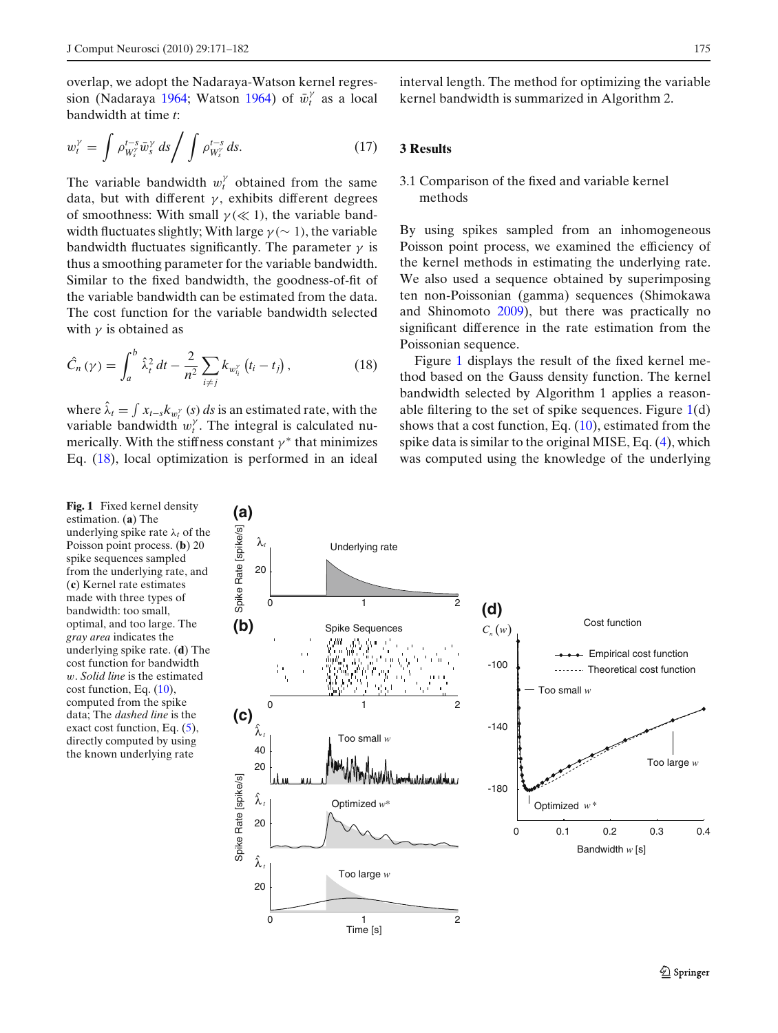overlap, we adopt the Nadaraya-Watson kernel regression (Nadaraya 1964; Watson 1964) of $\bar{w}_t^{\gamma}$ as a local bandwidth at time $t$:

$$w_t^{\gamma} = \int \rho_{W_s^{\gamma}}^{t-s} \bar{w}_s^{\gamma}\, ds \Big/ \int \rho_{W_s^{\gamma}}^{t-s}\, ds. \tag{17}$$

The variable bandwidth $w_t^{\gamma}$ obtained from the same data, but with different $\gamma$, exhibits different degrees of smoothness: With small $\gamma (\ll 1)$, the variable bandwidth fluctuates slightly; With large $\gamma (\sim 1)$, the variable bandwidth fluctuates significantly. The parameter $\gamma$ is thus a smoothing parameter for the variable bandwidth. Similar to the fixed bandwidth, the goodness-of-fit of the variable bandwidth can be estimated from the data. The cost function for the variable bandwidth selected with $\gamma$ is obtained as

$$\hat{C}_n(\gamma) = \int_a^b \hat{\lambda}_t^2\, dt - \frac{2}{n^2} \sum_{i \neq j} k_{w_{t_i}^{\gamma}}\left(t_i - t_j\right), \tag{18}$$

where $\hat{\lambda}_t = \int x_{t-s} k_{w_t^{\gamma}}(s)\, ds$ is an estimated rate, with the variable bandwidth $w_t^{\gamma}$. The integral is calculated numerically. With the stiffness constant $\gamma^*$ that minimizes Eq. (18), local optimization is performed in an ideal interval length. The method for optimizing the variable kernel bandwidth is summarized in Algorithm 2.

## 3 Results

### 3.1 Comparison of the fixed and variable kernel methods

By using spikes sampled from an inhomogeneous Poisson point process, we examined the efficiency of the kernel methods in estimating the underlying rate. We also used a sequence obtained by superimposing ten non-Poissonian (gamma) sequences (Shimokawa and Shinomoto 2009), but there was practically no significant difference in the rate estimation from the Poissonian sequence.

Figure 1 displays the result of the fixed kernel method based on the Gauss density function. The kernel bandwidth selected by Algorithm 1 applies a reasonable filtering to the set of spike sequences. Figure 1(d) shows that a cost function, Eq. (10), estimated from the spike data is similar to the original MISE, Eq. (4), which was computed using the knowledge of the underlying

**Fig. 1** Fixed kernel density estimation. (**a**) The underlying spike rate $\lambda_t$ of the Poisson point process. (**b**) 20 spike sequences sampled from the underlying rate, and (**c**) Kernel rate estimates made with three types of bandwidth: too small, optimal, and too large. The *gray area* indicates the underlying spike rate. (**d**) The cost function for bandwidth $w$. *Solid line* is the estimated cost function, Eq. (10), computed from the spike data; The *dashed line* is the exact cost function, Eq. (5), directly computed by using the known underlying rate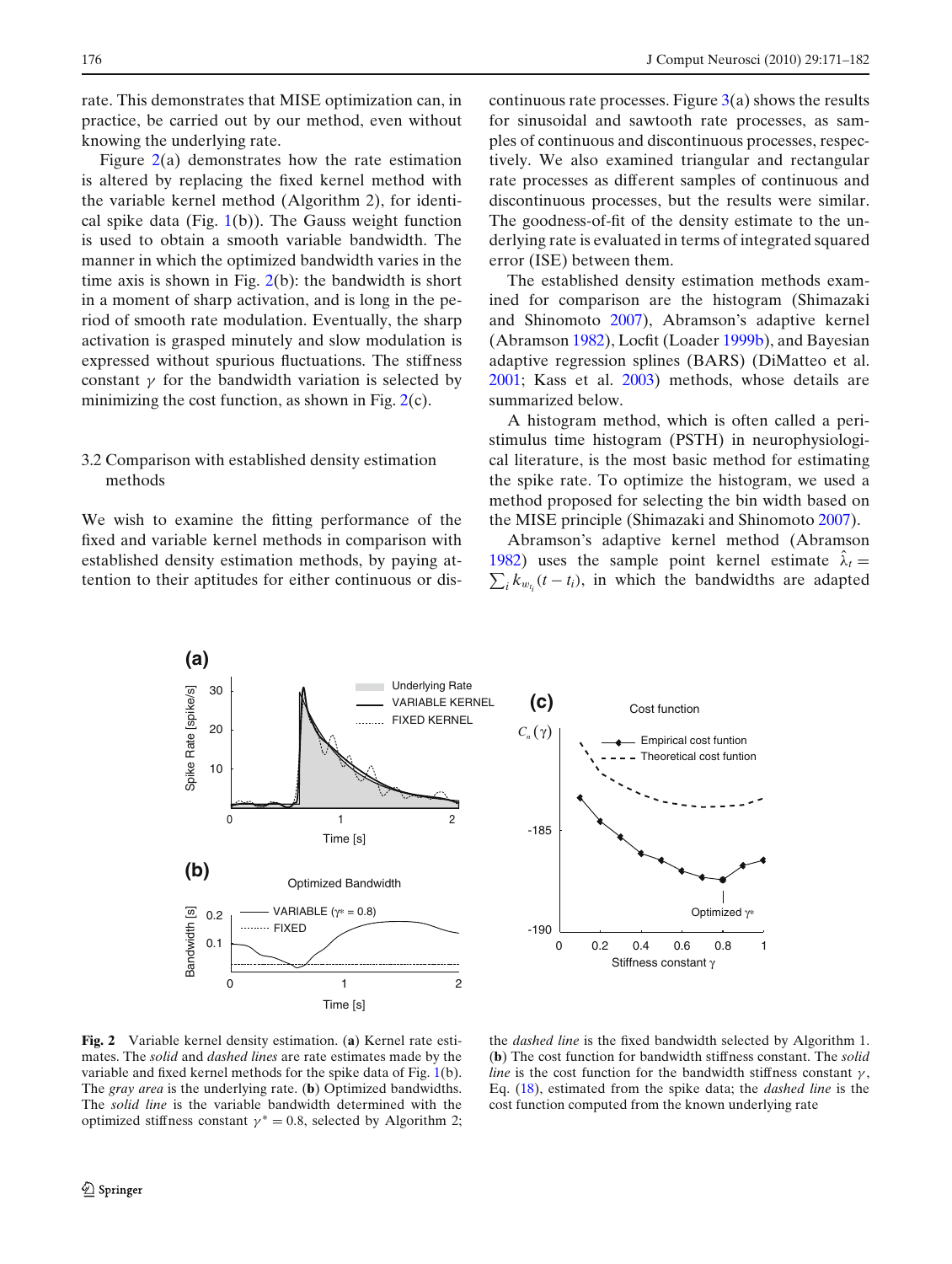rate. This demonstrates that MISE optimization can, in practice, be carried out by our method, even without knowing the underlying rate.

Figure 2(a) demonstrates how the rate estimation is altered by replacing the fixed kernel method with the variable kernel method (Algorithm 2), for identical spike data (Fig. 1(b)). The Gauss weight function is used to obtain a smooth variable bandwidth. The manner in which the optimized bandwidth varies in the time axis is shown in Fig. 2(b): the bandwidth is short in a moment of sharp activation, and is long in the period of smooth rate modulation. Eventually, the sharp activation is grasped minutely and slow modulation is expressed without spurious fluctuations. The stiffness constant $\gamma$ for the bandwidth variation is selected by minimizing the cost function, as shown in Fig. 2(c).

## 3.2 Comparison with established density estimation methods

We wish to examine the fitting performance of the fixed and variable kernel methods in comparison with established density estimation methods, by paying attention to their aptitudes for either continuous or discontinuous rate processes. Figure 3(a) shows the results for sinusoidal and sawtooth rate processes, as samples of continuous and discontinuous processes, respectively. We also examined triangular and rectangular rate processes as different samples of continuous and discontinuous processes, but the results were similar. The goodness-of-fit of the density estimate to the underlying rate is evaluated in terms of integrated squared error (ISE) between them.

The established density estimation methods examined for comparison are the histogram (Shimazaki and Shinomoto 2007), Abramson's adaptive kernel (Abramson 1982), Locfit (Loader 1999b), and Bayesian adaptive regression splines (BARS) (DiMatteo et al. 2001; Kass et al. 2003) methods, whose details are summarized below.

A histogram method, which is often called a peri-stimulus time histogram (PSTH) in neurophysiological literature, is the most basic method for estimating the spike rate. To optimize the histogram, we used a method proposed for selecting the bin width based on the MISE principle (Shimazaki and Shinomoto 2007).

Abramson's adaptive kernel method (Abramson 1982) uses the sample point kernel estimate $\hat{\lambda}_t = \sum_i k_{w_{t_i}}(t - t_i)$, in which the bandwidths are adapted

**Fig. 2** Variable kernel density estimation. (**a**) Kernel rate estimates. The *solid* and *dashed lines* are rate estimates made by the variable and fixed kernel methods for the spike data of Fig. 1(b). The *gray area* is the underlying rate. (**b**) Optimized bandwidths. The *solid line* is the variable bandwidth determined with the optimized stiffness constant $\gamma^* = 0.8$, selected by Algorithm 2; the *dashed line* is the fixed bandwidth selected by Algorithm 1. (**b**) The cost function for bandwidth stiffness constant. The *solid line* is the cost function for the bandwidth stiffness constant $\gamma$, Eq. (18), estimated from the spike data; the *dashed line* is the cost function computed from the known underlying rate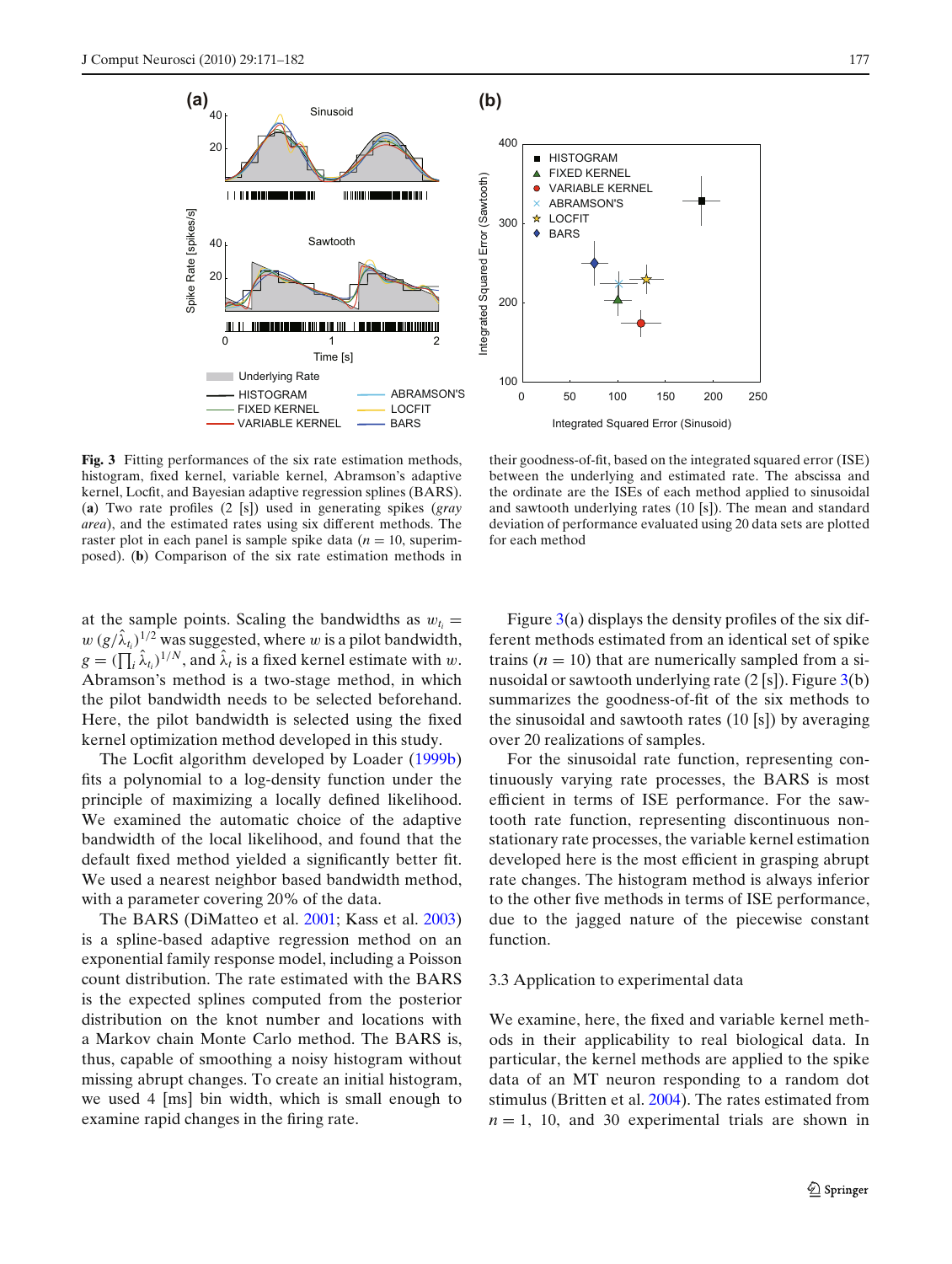**Fig. 3** Fitting performances of the six rate estimation methods, histogram, fixed kernel, variable kernel, Abramson's adaptive kernel, Locfit, and Bayesian adaptive regression splines (BARS). (**a**) Two rate profiles (2 [s]) used in generating spikes (*gray area*), and the estimated rates using six different methods. The raster plot in each panel is sample spike data ($n = 10$, superimposed). (**b**) Comparison of the six rate estimation methods in their goodness-of-fit, based on the integrated squared error (ISE) between the underlying and estimated rate. The abscissa and the ordinate are the ISEs of each method applied to sinusoidal and sawtooth underlying rates (10 [s]). The mean and standard deviation of performance evaluated using 20 data sets are plotted for each method

at the sample points. Scaling the bandwidths as $w_{t_i} = w\,(g/\hat{\lambda}_{t_i})^{1/2}$ was suggested, where $w$ is a pilot bandwidth, $g = (\prod_i \hat{\lambda}_{t_i})^{1/N}$, and $\hat{\lambda}_t$ is a fixed kernel estimate with $w$. Abramson's method is a two-stage method, in which the pilot bandwidth needs to be selected beforehand. Here, the pilot bandwidth is selected using the fixed kernel optimization method developed in this study.

The Locfit algorithm developed by Loader (1999b) fits a polynomial to a log-density function under the principle of maximizing a locally defined likelihood. We examined the automatic choice of the adaptive bandwidth of the local likelihood, and found that the default fixed method yielded a significantly better fit. We used a nearest neighbor based bandwidth method, with a parameter covering 20% of the data.

The BARS (DiMatteo et al. 2001; Kass et al. 2003) is a spline-based adaptive regression method on an exponential family response model, including a Poisson count distribution. The rate estimated with the BARS is the expected splines computed from the posterior distribution on the knot number and locations with a Markov chain Monte Carlo method. The BARS is, thus, capable of smoothing a noisy histogram without missing abrupt changes. To create an initial histogram, we used 4 [ms] bin width, which is small enough to examine rapid changes in the firing rate.

Figure 3(a) displays the density profiles of the six different methods estimated from an identical set of spike trains ($n = 10$) that are numerically sampled from a sinusoidal or sawtooth underlying rate (2 [s]). Figure 3(b) summarizes the goodness-of-fit of the six methods to the sinusoidal and sawtooth rates (10 [s]) by averaging over 20 realizations of samples.

For the sinusoidal rate function, representing continuously varying rate processes, the BARS is most efficient in terms of ISE performance. For the sawtooth rate function, representing discontinuous nonstationary rate processes, the variable kernel estimation developed here is the most efficient in grasping abrupt rate changes. The histogram method is always inferior to the other five methods in terms of ISE performance, due to the jagged nature of the piecewise constant function.

### 3.3 Application to experimental data

We examine, here, the fixed and variable kernel methods in their applicability to real biological data. In particular, the kernel methods are applied to the spike data of an MT neuron responding to a random dot stimulus (Britten et al. 2004). The rates estimated from $n = 1$, 10, and 30 experimental trials are shown in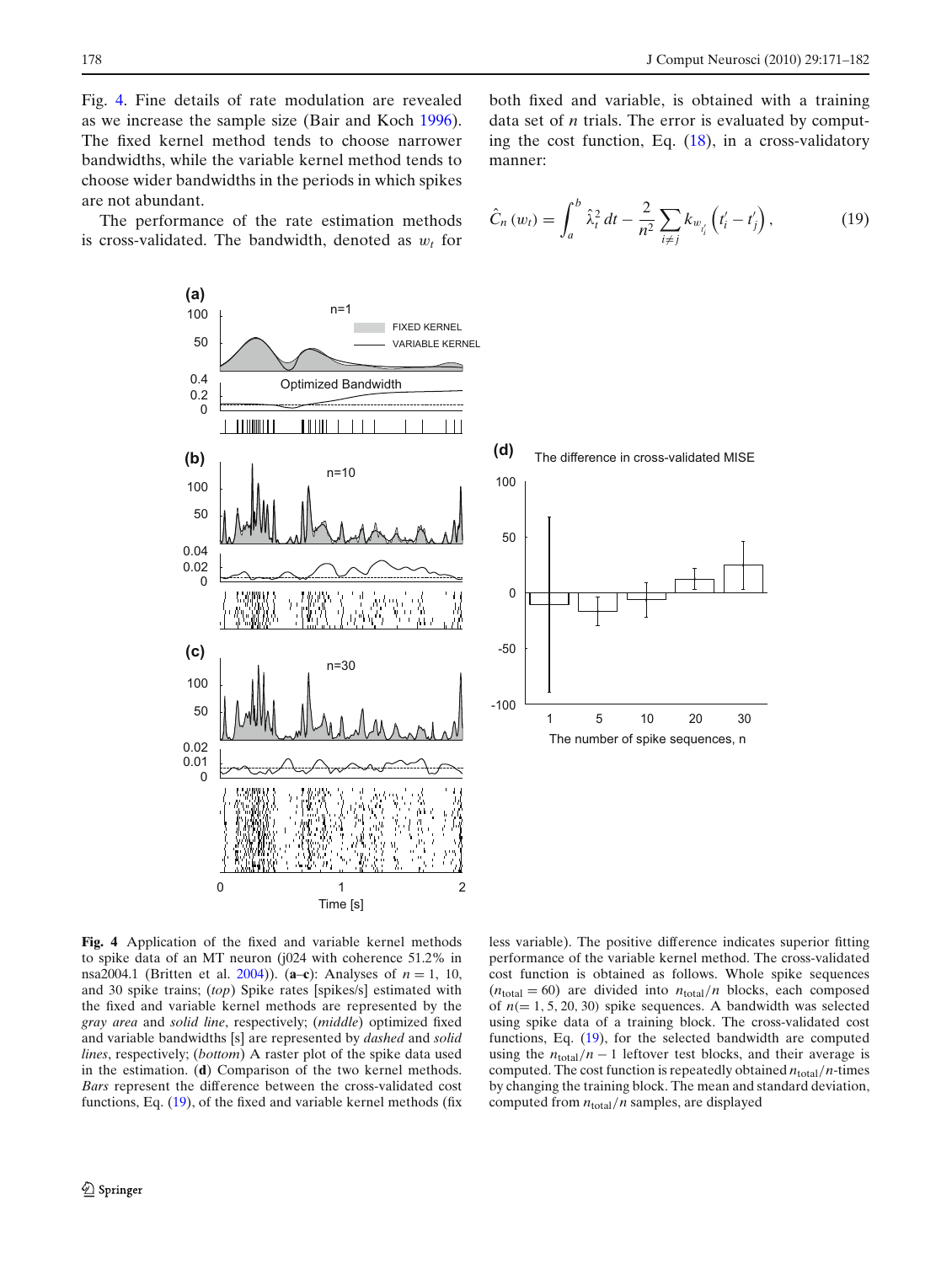Fig. 4. Fine details of rate modulation are revealed as we increase the sample size (Bair and Koch 1996). The fixed kernel method tends to choose narrower bandwidths, while the variable kernel method tends to choose wider bandwidths in the periods in which spikes are not abundant.

The performance of the rate estimation methods is cross-validated. The bandwidth, denoted as $w_t$ for both fixed and variable, is obtained with a training data set of $n$ trials. The error is evaluated by computing the cost function, Eq. (18), in a cross-validatory manner:

$$\hat{C}_n(w_t) = \int_a^b \hat{\lambda}_t^2\, dt - \frac{2}{n^2} \sum_{i \neq j} k_{w_{t_i'}}\left(t_i' - t_j'\right), \tag{19}$$

**Fig. 4** Application of the fixed and variable kernel methods to spike data of an MT neuron (j024 with coherence 51.2% in nsa2004.1 (Britten et al. 2004)). (**a–c**): Analyses of $n = 1$, 10, and 30 spike trains; (*top*) Spike rates [spikes/s] estimated with the fixed and variable kernel methods are represented by the *gray area* and *solid line*, respectively; (*middle*) optimized fixed and variable bandwidths [s] are represented by *dashed* and *solid lines*, respectively; (*bottom*) A raster plot of the spike data used in the estimation. (**d**) Comparison of the two kernel methods. *Bars* represent the difference between the cross-validated cost functions, Eq. (19), of the fixed and variable kernel methods (fix less variable). The positive difference indicates superior fitting performance of the variable kernel method. The cross-validated cost function is obtained as follows. Whole spike sequences ($n_{\text{total}} = 60$) are divided into $n_{\text{total}}/n$ blocks, each composed of $n(= 1, 5, 20, 30)$ spike sequences. A bandwidth was selected using spike data of a training block. The cross-validated cost functions, Eq. (19), for the selected bandwidth are computed using the $n_{\text{total}}/n - 1$ leftover test blocks, and their average is computed. The cost function is repeatedly obtained $n_{\text{total}}/n$-times by changing the training block. The mean and standard deviation, computed from $n_{\text{total}}/n$ samples, are displayed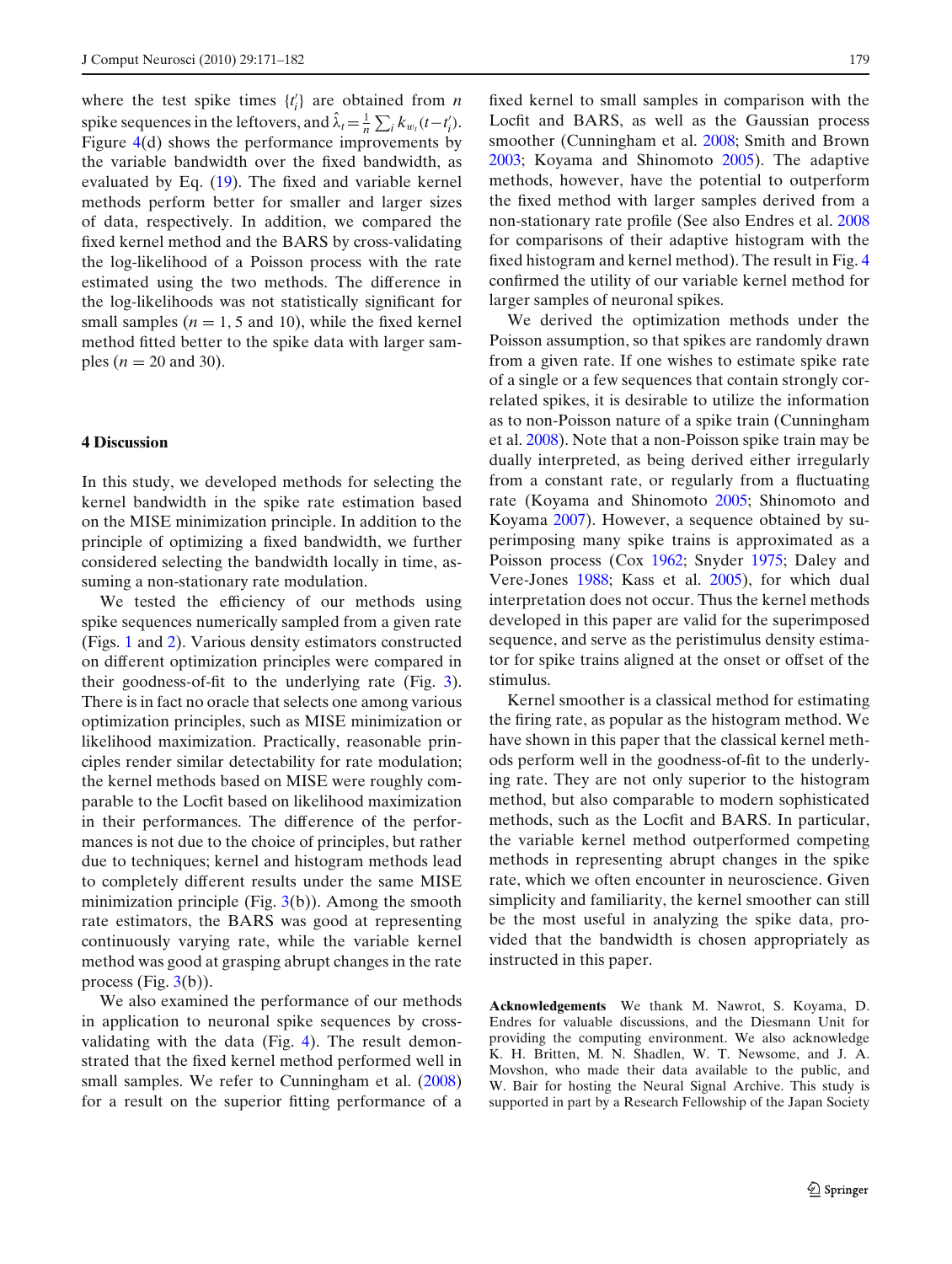where the test spike times $\{t_i'\}$ are obtained from $n$ spike sequences in the leftovers, and $\hat{\lambda}_t = \frac{1}{n}\sum_i k_{w_t}(t - t_i')$. Figure 4(d) shows the performance improvements by the variable bandwidth over the fixed bandwidth, as evaluated by Eq. (19). The fixed and variable kernel methods perform better for smaller and larger sizes of data, respectively. In addition, we compared the fixed kernel method and the BARS by cross-validating the log-likelihood of a Poisson process with the rate estimated using the two methods. The difference in the log-likelihoods was not statistically significant for small samples ($n = 1$, 5 and 10), while the fixed kernel method fitted better to the spike data with larger samples ($n = 20$ and 30).

## 4 Discussion

In this study, we developed methods for selecting the kernel bandwidth in the spike rate estimation based on the MISE minimization principle. In addition to the principle of optimizing a fixed bandwidth, we further considered selecting the bandwidth locally in time, assuming a non-stationary rate modulation.

We tested the efficiency of our methods using spike sequences numerically sampled from a given rate (Figs. 1 and 2). Various density estimators constructed on different optimization principles were compared in their goodness-of-fit to the underlying rate (Fig. 3). There is in fact no oracle that selects one among various optimization principles, such as MISE minimization or likelihood maximization. Practically, reasonable principles render similar detectability for rate modulation; the kernel methods based on MISE were roughly comparable to the Locfit based on likelihood maximization in their performances. The difference of the performances is not due to the choice of principles, but rather due to techniques; kernel and histogram methods lead to completely different results under the same MISE minimization principle (Fig. 3(b)). Among the smooth rate estimators, the BARS was good at representing continuously varying rate, while the variable kernel method was good at grasping abrupt changes in the rate process (Fig. 3(b)).

We also examined the performance of our methods in application to neuronal spike sequences by cross-validating with the data (Fig. 4). The result demonstrated that the fixed kernel method performed well in small samples. We refer to Cunningham et al. (2008) for a result on the superior fitting performance of a fixed kernel to small samples in comparison with the Locfit and BARS, as well as the Gaussian process smoother (Cunningham et al. 2008; Smith and Brown 2003; Koyama and Shinomoto 2005). The adaptive methods, however, have the potential to outperform the fixed method with larger samples derived from a non-stationary rate profile (See also Endres et al. 2008 for comparisons of their adaptive histogram with the fixed histogram and kernel method). The result in Fig. 4 confirmed the utility of our variable kernel method for larger samples of neuronal spikes.

We derived the optimization methods under the Poisson assumption, so that spikes are randomly drawn from a given rate. If one wishes to estimate spike rate of a single or a few sequences that contain strongly correlated spikes, it is desirable to utilize the information as to non-Poisson nature of a spike train (Cunningham et al. 2008). Note that a non-Poisson spike train may be dually interpreted, as being derived either irregularly from a constant rate, or regularly from a fluctuating rate (Koyama and Shinomoto 2005; Shinomoto and Koyama 2007). However, a sequence obtained by superimposing many spike trains is approximated as a Poisson process (Cox 1962; Snyder 1975; Daley and Vere-Jones 1988; Kass et al. 2005), for which dual interpretation does not occur. Thus the kernel methods developed in this paper are valid for the superimposed sequence, and serve as the peristimulus density estimator for spike trains aligned at the onset or offset of the stimulus.

Kernel smoother is a classical method for estimating the firing rate, as popular as the histogram method. We have shown in this paper that the classical kernel methods perform well in the goodness-of-fit to the underlying rate. They are not only superior to the histogram method, but also comparable to modern sophisticated methods, such as the Locfit and BARS. In particular, the variable kernel method outperformed competing methods in representing abrupt changes in the spike rate, which we often encounter in neuroscience. Given simplicity and familiarity, the kernel smoother can still be the most useful in analyzing the spike data, provided that the bandwidth is chosen appropriately as instructed in this paper.

**Acknowledgements** We thank M. Nawrot, S. Koyama, D. Endres for valuable discussions, and the Diesmann Unit for providing the computing environment. We also acknowledge K. H. Britten, M. N. Shadlen, W. T. Newsome, and J. A. Movshon, who made their data available to the public, and W. Bair for hosting the Neural Signal Archive. This study is supported in part by a Research Fellowship of the Japan Society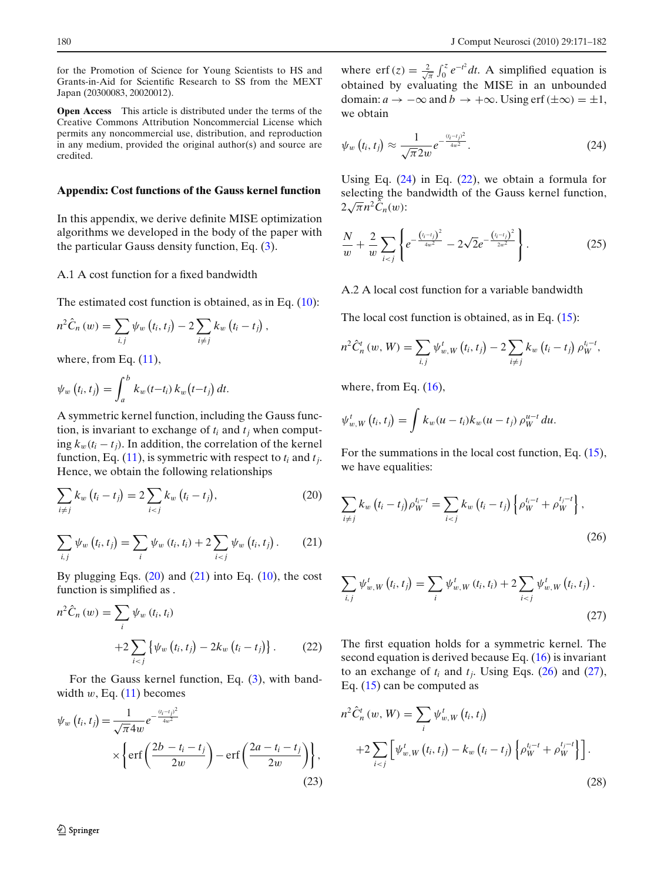for the Promotion of Science for Young Scientists to HS and Grants-in-Aid for Scientific Research to SS from the MEXT Japan (20300083, 20020012).

**Open Access** This article is distributed under the terms of the Creative Commons Attribution Noncommercial License which permits any noncommercial use, distribution, and reproduction in any medium, provided the original author(s) and source are credited.

## Appendix: Cost functions of the Gauss kernel function

In this appendix, we derive definite MISE optimization algorithms we developed in the body of the paper with the particular Gauss density function, Eq. (3).

### A.1 A cost function for a fixed bandwidth

The estimated cost function is obtained, as in Eq. (10):

$$n^2 \hat{C}_n(w) = \sum_{i,j} \psi_w(t_i, t_j) - 2 \sum_{i \neq j} k_w(t_i - t_j),$$

where, from Eq. (11),

$$\psi_w(t_i, t_j) = \int_a^b k_w(t - t_i)\, k_w(t - t_j)\, dt.$$

A symmetric kernel function, including the Gauss function, is invariant to exchange of $t_i$ and $t_j$ when computing $k_w(t_i - t_j)$. In addition, the correlation of the kernel function, Eq. (11), is symmetric with respect to $t_i$ and $t_j$. Hence, we obtain the following relationships

$$\sum_{i \neq j} k_w(t_i - t_j) = 2 \sum_{i<j} k_w(t_i - t_j), \tag{20}$$

$$\sum_{i,j} \psi_w(t_i, t_j) = \sum_i \psi_w(t_i, t_i) + 2 \sum_{i<j} \psi_w(t_i, t_j). \tag{21}$$

By plugging Eqs. (20) and (21) into Eq. (10), the cost function is simplified as .

$$n^2 \hat{C}_n(w) = \sum_i \psi_w(t_i, t_i) + 2 \sum_{i<j} \left\{ \psi_w(t_i, t_j) - 2 k_w(t_i - t_j) \right\}. \tag{22}$$

For the Gauss kernel function, Eq. (3), with bandwidth $w$, Eq. (11) becomes

$$\psi_w(t_i, t_j) = \frac{1}{\sqrt{\pi} 4w} e^{-\frac{(t_i - t_j)^2}{4w^2}} \times \left\{ \operatorname{erf}\left( \frac{2b - t_i - t_j}{2w} \right) - \operatorname{erf}\left( \frac{2a - t_i - t_j}{2w} \right) \right\}, \tag{23}$$

where $\operatorname{erf}(z) = \frac{2}{\sqrt{\pi}} \int_0^z e^{-t^2} dt$. A simplified equation is obtained by evaluating the MISE in an unbounded domain: $a \to -\infty$ and $b \to +\infty$. Using $\operatorname{erf}(\pm\infty) = \pm 1$, we obtain

$$\psi_w(t_i, t_j) \approx \frac{1}{\sqrt{\pi} 2w} e^{-\frac{(t_i - t_j)^2}{4w^2}}. \tag{24}$$

Using Eq. (24) in Eq. (22), we obtain a formula for selecting the bandwidth of the Gauss kernel function, $2\sqrt{\pi} n^2 \hat{C}_n(w)$:

$$\frac{N}{w} + \frac{2}{w} \sum_{i<j} \left\{ e^{-\frac{(t_i - t_j)^2}{4w^2}} - 2\sqrt{2} e^{-\frac{(t_i - t_j)^2}{2w^2}} \right\}. \tag{25}$$

### A.2 A local cost function for a variable bandwidth

The local cost function is obtained, as in Eq. (15):

$$n^2 \hat{C}_n^t(w, W) = \sum_{i,j} \psi_{w,W}^t(t_i, t_j) - 2 \sum_{i \neq j} k_w(t_i - t_j)\, \rho_W^{t_i - t},$$

where, from Eq. (16),

$$\psi_{w,W}^t(t_i, t_j) = \int k_w(u - t_i) k_w(u - t_j)\, \rho_W^{u-t}\, du.$$

For the summations in the local cost function, Eq. (15), we have equalities:

$$\sum_{i \neq j} k_w(t_i - t_j) \rho_W^{t_i - t} = \sum_{i<j} k_w(t_i - t_j) \left\{ \rho_W^{t_i - t} + \rho_W^{t_j - t} \right\}, \tag{26}$$

$$\sum_{i,j} \psi_{w,W}^t(t_i, t_j) = \sum_i \psi_{w,W}^t(t_i, t_i) + 2 \sum_{i<j} \psi_{w,W}^t(t_i, t_j). \tag{27}$$

The first equation holds for a symmetric kernel. The second equation is derived because Eq. (16) is invariant to an exchange of $t_i$ and $t_j$. Using Eqs. (26) and (27), Eq. (15) can be computed as

$$n^2 \hat{C}_n^t(w, W) = \sum_i \psi_{w,W}^t(t_i, t_j) + 2 \sum_{i<j} \left[ \psi_{w,W}^t(t_i, t_j) - k_w(t_i - t_j) \left\{ \rho_W^{t_i - t} + \rho_W^{t_j - t} \right\} \right]. \tag{28}$$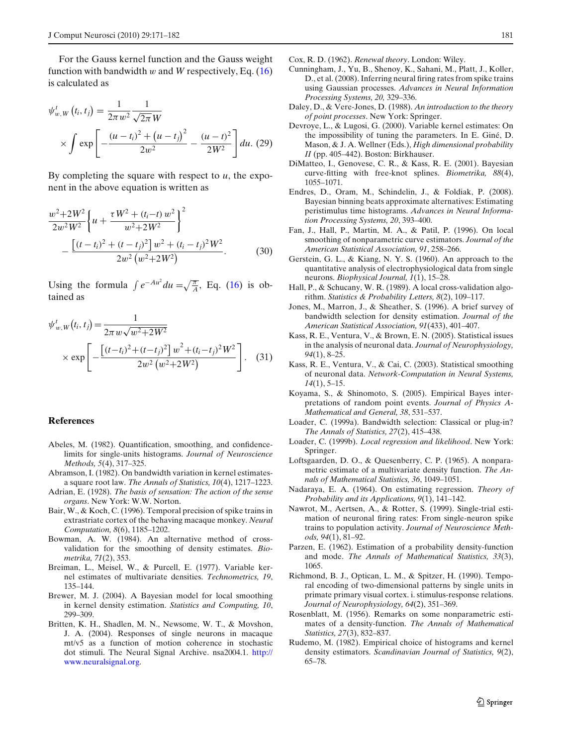For the Gauss kernel function and the Gauss weight function with bandwidth $w$ and $W$ respectively, Eq. (16) is calculated as

$$\psi^{t}_{w,W}\left(t_i,t_j\right)=\frac{1}{2\pi w^2}\frac{1}{\sqrt{2\pi}W}\times\int\exp\left[-\frac{\left(u-t_i\right)^2+\left(u-t_j\right)^2}{2w^2}-\frac{\left(u-t\right)^2}{2W^2}\right]du. \quad (29)$$

By completing the square with respect to $u$, the exponent in the above equation is written as

$$\frac{w^2{+}2W^2}{2w^2W^2}\left\{u+\frac{\tau W^2+(t_i{-}t)\,w^2}{w^2{+}2W^2}\right\}^2-\frac{\left[(t-t_i)^2+(t-t_j)^2\right]w^2+(t_i-t_j)^2W^2}{2w^2\left(w^2{+}2W^2\right)}. \quad (30)$$

Using the formula $\int e^{-Au^2}du=\sqrt{\frac{\pi}{A}}$, Eq. (16) is obtained as

$$\psi^{t}_{w,W}\left(t_i,t_j\right)=\frac{1}{2\pi w\sqrt{w^2{+}2W^2}}\times\exp\left[-\frac{\left[(t{-}t_i)^2{+}(t{-}t_j)^2\right]w^2{+}(t_i{-}t_j)^2W^2}{2w^2\left(w^2{+}2W^2\right)}\right]. \quad (31)$$

## References

Abeles, M. (1982). Quantification, smoothing, and confidence-limits for single-units histograms. *Journal of Neuroscience Methods, 5*(4), 317–325.

Abramson, I. (1982). On bandwidth variation in kernel estimates-a square root law. *The Annals of Statistics, 10*(4), 1217–1223.

Adrian, E. (1928). *The basis of sensation: The action of the sense organs*. New York: W.W. Norton.

Bair, W., & Koch, C. (1996). Temporal precision of spike trains in extrastriate cortex of the behaving macaque monkey. *Neural Computation, 8*(6), 1185–1202.

Bowman, A. W. (1984). An alternative method of cross-validation for the smoothing of density estimates. *Biometrika, 71*(2), 353.

Breiman, L., Meisel, W., & Purcell, E. (1977). Variable kernel estimates of multivariate densities. *Technometrics, 19*, 135–144.

Brewer, M. J. (2004). A Bayesian model for local smoothing in kernel density estimation. *Statistics and Computing, 10*, 299–309.

Britten, K. H., Shadlen, M. N., Newsome, W. T., & Movshon, J. A. (2004). Responses of single neurons in macaque mt/v5 as a function of motion coherence in stochastic dot stimuli. The Neural Signal Archive. nsa2004.1. http://www.neuralsignal.org.

Cox, R. D. (1962). *Renewal theory*. London: Wiley.

Cunningham, J., Yu, B., Shenoy, K., Sahani, M., Platt, J., Koller, D., et al. (2008). Inferring neural firing rates from spike trains using Gaussian processes. *Advances in Neural Information Processing Systems, 20,* 329–336.

Daley, D., & Vere-Jones, D. (1988). *An introduction to the theory of point processes*. New York: Springer.

Devroye, L., & Lugosi, G. (2000). Variable kernel estimates: On the impossibility of tuning the parameters. In E. Giné, D. Mason, & J. A. Wellner (Eds.), *High dimensional probability II* (pp. 405–442). Boston: Birkhauser.

DiMatteo, I., Genovese, C. R., & Kass, R. E. (2001). Bayesian curve-fitting with free-knot splines. *Biometrika, 88*(4), 1055–1071.

Endres, D., Oram, M., Schindelin, J., & Foldiak, P. (2008). Bayesian binning beats approximate alternatives: Estimating peristimulus time histograms. *Advances in Neural Information Processing Systems, 20*, 393–400.

Fan, J., Hall, P., Martin, M. A., & Patil, P. (1996). On local smoothing of nonparametric curve estimators. *Journal of the American Statistical Association, 91*, 258–266.

Gerstein, G. L., & Kiang, N. Y. S. (1960). An approach to the quantitative analysis of electrophysiological data from single neurons. *Biophysical Journal, 1*(1), 15–28.

Hall, P., & Schucany, W. R. (1989). A local cross-validation algorithm. *Statistics & Probability Letters, 8*(2), 109–117.

Jones, M., Marron, J., & Sheather, S. (1996). A brief survey of bandwidth selection for density estimation. *Journal of the American Statistical Association, 91*(433), 401–407.

Kass, R. E., Ventura, V., & Brown, E. N. (2005). Statistical issues in the analysis of neuronal data. *Journal of Neurophysiology, 94*(1), 8–25.

Kass, R. E., Ventura, V., & Cai, C. (2003). Statistical smoothing of neuronal data. *Network-Computation in Neural Systems, 14*(1), 5–15.

Koyama, S., & Shinomoto, S. (2005). Empirical Bayes interpretations of random point events. *Journal of Physics A-Mathematical and General, 38*, 531–537.

Loader, C. (1999a). Bandwidth selection: Classical or plug-in? *The Annals of Statistics, 27*(2), 415–438.

Loader, C. (1999b). *Local regression and likelihood*. New York: Springer.

Loftsgaarden, D. O., & Quesenberry, C. P. (1965). A nonparametric estimate of a multivariate density function. *The Annals of Mathematical Statistics, 36*, 1049–1051.

Nadaraya, E. A. (1964). On estimating regression. *Theory of Probability and its Applications, 9*(1), 141–142.

Nawrot, M., Aertsen, A., & Rotter, S. (1999). Single-trial estimation of neuronal firing rates: From single-neuron spike trains to population activity. *Journal of Neuroscience Methods, 94*(1), 81–92.

Parzen, E. (1962). Estimation of a probability density-function and mode. *The Annals of Mathematical Statistics, 33*(3), 1065.

Richmond, B. J., Optican, L. M., & Spitzer, H. (1990). Temporal encoding of two-dimensional patterns by single units in primate primary visual cortex. i. stimulus-response relations. *Journal of Neurophysiology, 64*(2), 351–369.

Rosenblatt, M. (1956). Remarks on some nonparametric estimates of a density-function. *The Annals of Mathematical Statistics, 27*(3), 832–837.

Rudemo, M. (1982). Empirical choice of histograms and kernel density estimators. *Scandinavian Journal of Statistics, 9*(2), 65–78.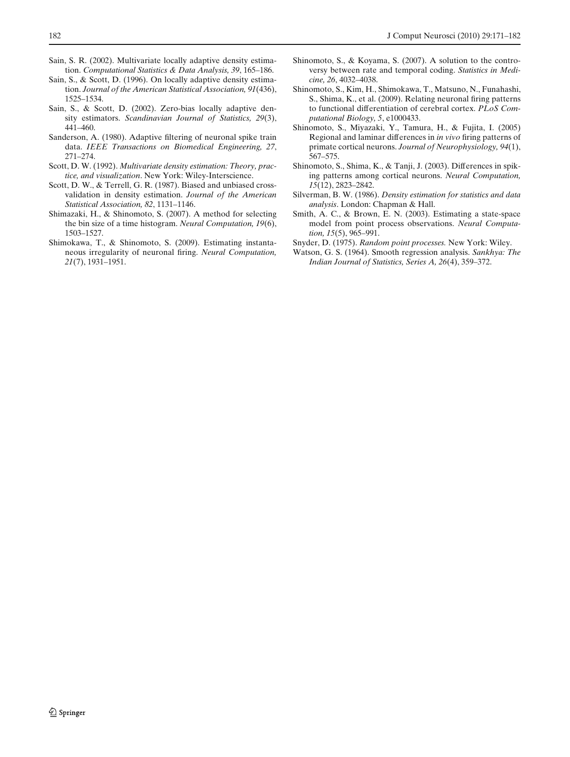Sain, S. R. (2002). Multivariate locally adaptive density estimation. *Computational Statistics & Data Analysis, 39*, 165–186.

Sain, S., & Scott, D. (1996). On locally adaptive density estimation. *Journal of the American Statistical Association, 91*(436), 1525–1534.

Sain, S., & Scott, D. (2002). Zero-bias locally adaptive density estimators. *Scandinavian Journal of Statistics, 29*(3), 441–460.

Sanderson, A. (1980). Adaptive filtering of neuronal spike train data. *IEEE Transactions on Biomedical Engineering, 27*, 271–274.

Scott, D. W. (1992). *Multivariate density estimation: Theory, practice, and visualization*. New York: Wiley-Interscience.

Scott, D. W., & Terrell, G. R. (1987). Biased and unbiased cross-validation in density estimation. *Journal of the American Statistical Association, 82*, 1131–1146.

Shimazaki, H., & Shinomoto, S. (2007). A method for selecting the bin size of a time histogram. *Neural Computation, 19*(6), 1503–1527.

Shimokawa, T., & Shinomoto, S. (2009). Estimating instantaneous irregularity of neuronal firing. *Neural Computation, 21*(7), 1931–1951.

Shinomoto, S., & Koyama, S. (2007). A solution to the controversy between rate and temporal coding. *Statistics in Medicine, 26*, 4032–4038.

Shinomoto, S., Kim, H., Shimokawa, T., Matsuno, N., Funahashi, S., Shima, K., et al. (2009). Relating neuronal firing patterns to functional differentiation of cerebral cortex. *PLoS Computational Biology, 5*, e1000433.

Shinomoto, S., Miyazaki, Y., Tamura, H., & Fujita, I. (2005) Regional and laminar differences in *in vivo* firing patterns of primate cortical neurons. *Journal of Neurophysiology, 94*(1), 567–575.

Shinomoto, S., Shima, K., & Tanji, J. (2003). Differences in spiking patterns among cortical neurons. *Neural Computation, 15*(12), 2823–2842.

Silverman, B. W. (1986). *Density estimation for statistics and data analysis*. London: Chapman & Hall.

Smith, A. C., & Brown, E. N. (2003). Estimating a state-space model from point process observations. *Neural Computation, 15*(5), 965–991.

Snyder, D. (1975). *Random point processes.* New York: Wiley.

Watson, G. S. (1964). Smooth regression analysis. *Sankhya: The Indian Journal of Statistics, Series A, 26*(4), 359–372.